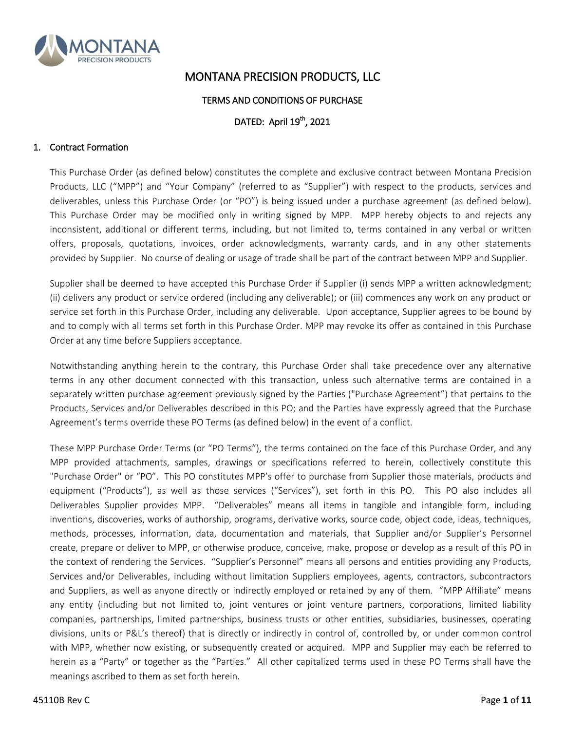# MONTANA PRECISION PRODUCTS, LLC

## TERMS AND CONDITIONS OF PURCHASE

DATED: April 19th, 2021

### 1. Contract Formation

This Purchase Order (as defined below) constitutes the complete and exclusive contract between Montana Precision Products, LLC ("MPP") and "Your Company" (referred to as "Supplier") with respect to the products, services and deliverables, unless this Purchase Order (or "PO") is being issued under a purchase agreement (as defined below). This Purchase Order may be modified only in writing signed by MPP. MPP hereby objects to and rejects any inconsistent, additional or different terms, including, but not limited to, terms contained in any verbal or written offers, proposals, quotations, invoices, order acknowledgments, warranty cards, and in any other statements provided by Supplier. No course of dealing or usage of trade shall be part of the contract between MPP and Supplier.

Supplier shall be deemed to have accepted this Purchase Order if Supplier (i) sends MPP a written acknowledgment; (ii) delivers any product or service ordered (including any deliverable); or (iii) commences any work on any product or service set forth in this Purchase Order, including any deliverable. Upon acceptance, Supplier agrees to be bound by and to comply with all terms set forth in this Purchase Order. MPP may revoke its offer as contained in this Purchase Order at any time before Suppliers acceptance.

Notwithstanding anything herein to the contrary, this Purchase Order shall take precedence over any alternative terms in any other document connected with this transaction, unless such alternative terms are contained in a separately written purchase agreement previously signed by the Parties ("Purchase Agreement") that pertains to the Products, Services and/or Deliverables described in this PO; and the Parties have expressly agreed that the Purchase Agreement's terms override these PO Terms (as defined below) in the event of a conflict.

These MPP Purchase Order Terms (or "PO Terms"), the terms contained on the face of this Purchase Order, and any MPP provided attachments, samples, drawings or specifications referred to herein, collectively constitute this "Purchase Order" or "PO". This PO constitutes MPP's offer to purchase from Supplier those materials, products and equipment ("Products"), as well as those services ("Services"), set forth in this PO. This PO also includes all Deliverables Supplier provides MPP. "Deliverables" means all items in tangible and intangible form, including inventions, discoveries, works of authorship, programs, derivative works, source code, object code, ideas, techniques, methods, processes, information, data, documentation and materials, that Supplier and/or Supplier's Personnel create, prepare or deliver to MPP, or otherwise produce, conceive, make, propose or develop as a result of this PO in the context of rendering the Services. "Supplier's Personnel" means all persons and entities providing any Products, Services and/or Deliverables, including without limitation Suppliers employees, agents, contractors, subcontractors and Suppliers, as well as anyone directly or indirectly employed or retained by any of them. "MPP Affiliate" means any entity (including but not limited to, joint ventures or joint venture partners, corporations, limited liability companies, partnerships, limited partnerships, business trusts or other entities, subsidiaries, businesses, operating divisions, units or P&L's thereof) that is directly or indirectly in control of, controlled by, or under common control with MPP, whether now existing, or subsequently created or acquired. MPP and Supplier may each be referred to herein as a "Party" or together as the "Parties." All other capitalized terms used in these PO Terms shall have the meanings ascribed to them as set forth herein.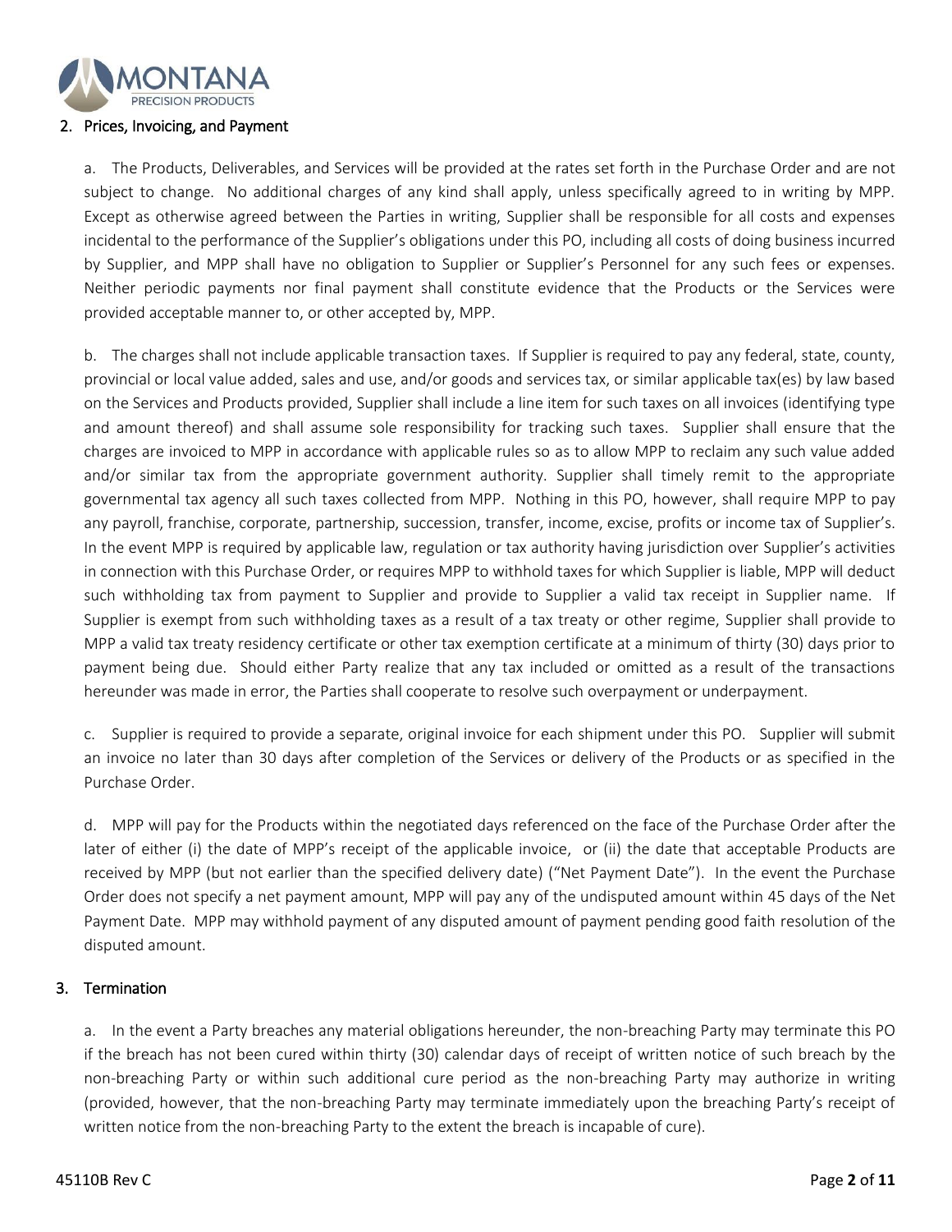## 2. Prices, Invoicing, and Payment

a. The Products, Deliverables, and Services will be provided at the rates set forth in the Purchase Order and are not subject to change. No additional charges of any kind shall apply, unless specifically agreed to in writing by MPP. Except as otherwise agreed between the Parties in writing, Supplier shall be responsible for all costs and expenses incidental to the performance of the Supplier's obligations under this PO, including all costs of doing business incurred by Supplier, and MPP shall have no obligation to Supplier or Supplier's Personnel for any such fees or expenses. Neither periodic payments nor final payment shall constitute evidence that the Products or the Services were provided acceptable manner to, or other accepted by, MPP.

b. The charges shall not include applicable transaction taxes. If Supplier is required to pay any federal, state, county, provincial or local value added, sales and use, and/or goods and services tax, or similar applicable tax(es) by law based on the Services and Products provided, Supplier shall include a line item for such taxes on all invoices (identifying type and amount thereof) and shall assume sole responsibility for tracking such taxes. Supplier shall ensure that the charges are invoiced to MPP in accordance with applicable rules so as to allow MPP to reclaim any such value added and/or similar tax from the appropriate government authority. Supplier shall timely remit to the appropriate governmental tax agency all such taxes collected from MPP. Nothing in this PO, however, shall require MPP to pay any payroll, franchise, corporate, partnership, succession, transfer, income, excise, profits or income tax of Supplier's. In the event MPP is required by applicable law, regulation or tax authority having jurisdiction over Supplier's activities in connection with this Purchase Order, or requires MPP to withhold taxes for which Supplier is liable, MPP will deduct such withholding tax from payment to Supplier and provide to Supplier a valid tax receipt in Supplier name. If Supplier is exempt from such withholding taxes as a result of a tax treaty or other regime, Supplier shall provide to MPP a valid tax treaty residency certificate or other tax exemption certificate at a minimum of thirty (30) days prior to payment being due. Should either Party realize that any tax included or omitted as a result of the transactions hereunder was made in error, the Parties shall cooperate to resolve such overpayment or underpayment.

c. Supplier is required to provide a separate, original invoice for each shipment under this PO. Supplier will submit an invoice no later than 30 days after completion of the Services or delivery of the Products or as specified in the Purchase Order.

d. MPP will pay for the Products within the negotiated days referenced on the face of the Purchase Order after the later of either (i) the date of MPP's receipt of the applicable invoice, or (ii) the date that acceptable Products are received by MPP (but not earlier than the specified delivery date) ("Net Payment Date"). In the event the Purchase Order does not specify a net payment amount, MPP will pay any of the undisputed amount within 45 days of the Net Payment Date. MPP may withhold payment of any disputed amount of payment pending good faith resolution of the disputed amount.

## 3. Termination

a. In the event a Party breaches any material obligations hereunder, the non-breaching Party may terminate this PO if the breach has not been cured within thirty (30) calendar days of receipt of written notice of such breach by the non-breaching Party or within such additional cure period as the non-breaching Party may authorize in writing (provided, however, that the non-breaching Party may terminate immediately upon the breaching Party's receipt of written notice from the non-breaching Party to the extent the breach is incapable of cure).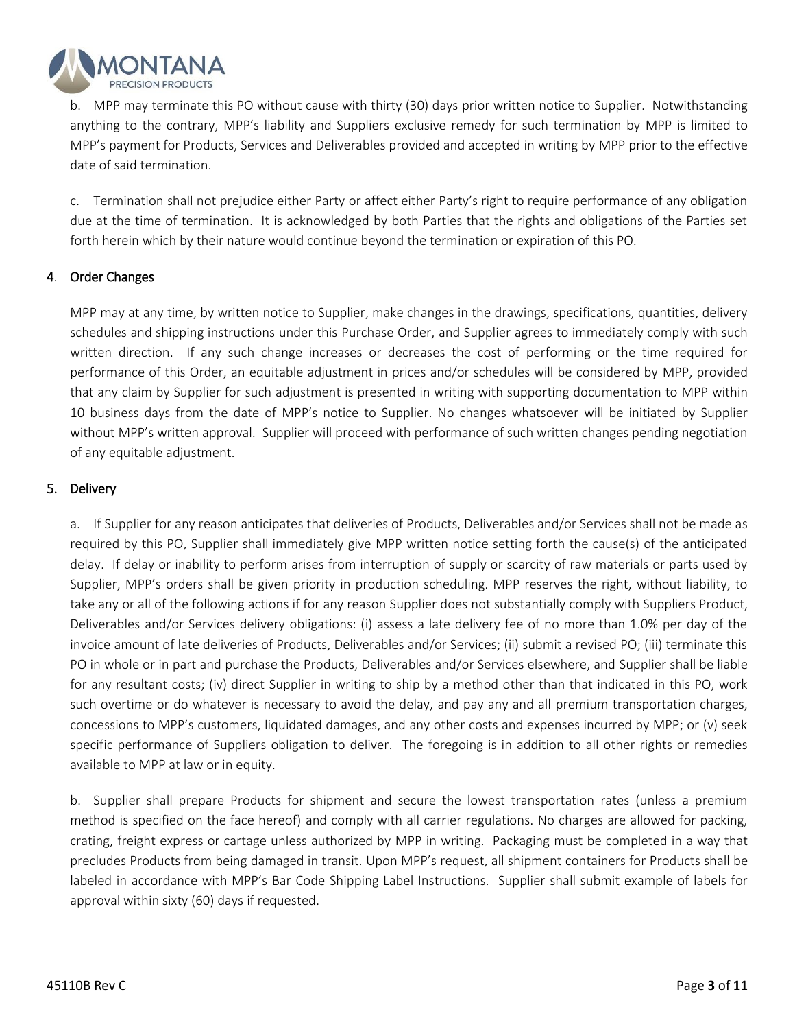b. MPP may terminate this PO without cause with thirty (30) days prior written notice to Supplier. Notwithstanding anything to the contrary, MPP's liability and Suppliers exclusive remedy for such termination by MPP is limited to MPP's payment for Products, Services and Deliverables provided and accepted in writing by MPP prior to the effective date of said termination.

c. Termination shall not prejudice either Party or affect either Party's right to require performance of any obligation due at the time of termination. It is acknowledged by both Parties that the rights and obligations of the Parties set forth herein which by their nature would continue beyond the termination or expiration of this PO.

## 4. Order Changes

MPP may at any time, by written notice to Supplier, make changes in the drawings, specifications, quantities, delivery schedules and shipping instructions under this Purchase Order, and Supplier agrees to immediately comply with such written direction. If any such change increases or decreases the cost of performing or the time required for performance of this Order, an equitable adjustment in prices and/or schedules will be considered by MPP, provided that any claim by Supplier for such adjustment is presented in writing with supporting documentation to MPP within 10 business days from the date of MPP's notice to Supplier. No changes whatsoever will be initiated by Supplier without MPP's written approval. Supplier will proceed with performance of such written changes pending negotiation of any equitable adjustment.

## 5. Delivery

a. If Supplier for any reason anticipates that deliveries of Products, Deliverables and/or Services shall not be made as required by this PO, Supplier shall immediately give MPP written notice setting forth the cause(s) of the anticipated delay. If delay or inability to perform arises from interruption of supply or scarcity of raw materials or parts used by Supplier, MPP's orders shall be given priority in production scheduling. MPP reserves the right, without liability, to take any or all of the following actions if for any reason Supplier does not substantially comply with Suppliers Product, Deliverables and/or Services delivery obligations: (i) assess a late delivery fee of no more than 1.0% per day of the invoice amount of late deliveries of Products, Deliverables and/or Services; (ii) submit a revised PO; (iii) terminate this PO in whole or in part and purchase the Products, Deliverables and/or Services elsewhere, and Supplier shall be liable for any resultant costs; (iv) direct Supplier in writing to ship by a method other than that indicated in this PO, work such overtime or do whatever is necessary to avoid the delay, and pay any and all premium transportation charges, concessions to MPP's customers, liquidated damages, and any other costs and expenses incurred by MPP; or (v) seek specific performance of Suppliers obligation to deliver. The foregoing is in addition to all other rights or remedies available to MPP at law or in equity.

b. Supplier shall prepare Products for shipment and secure the lowest transportation rates (unless a premium method is specified on the face hereof) and comply with all carrier regulations. No charges are allowed for packing, crating, freight express or cartage unless authorized by MPP in writing. Packaging must be completed in a way that precludes Products from being damaged in transit. Upon MPP's request, all shipment containers for Products shall be labeled in accordance with MPP's Bar Code Shipping Label Instructions. Supplier shall submit example of labels for approval within sixty (60) days if requested.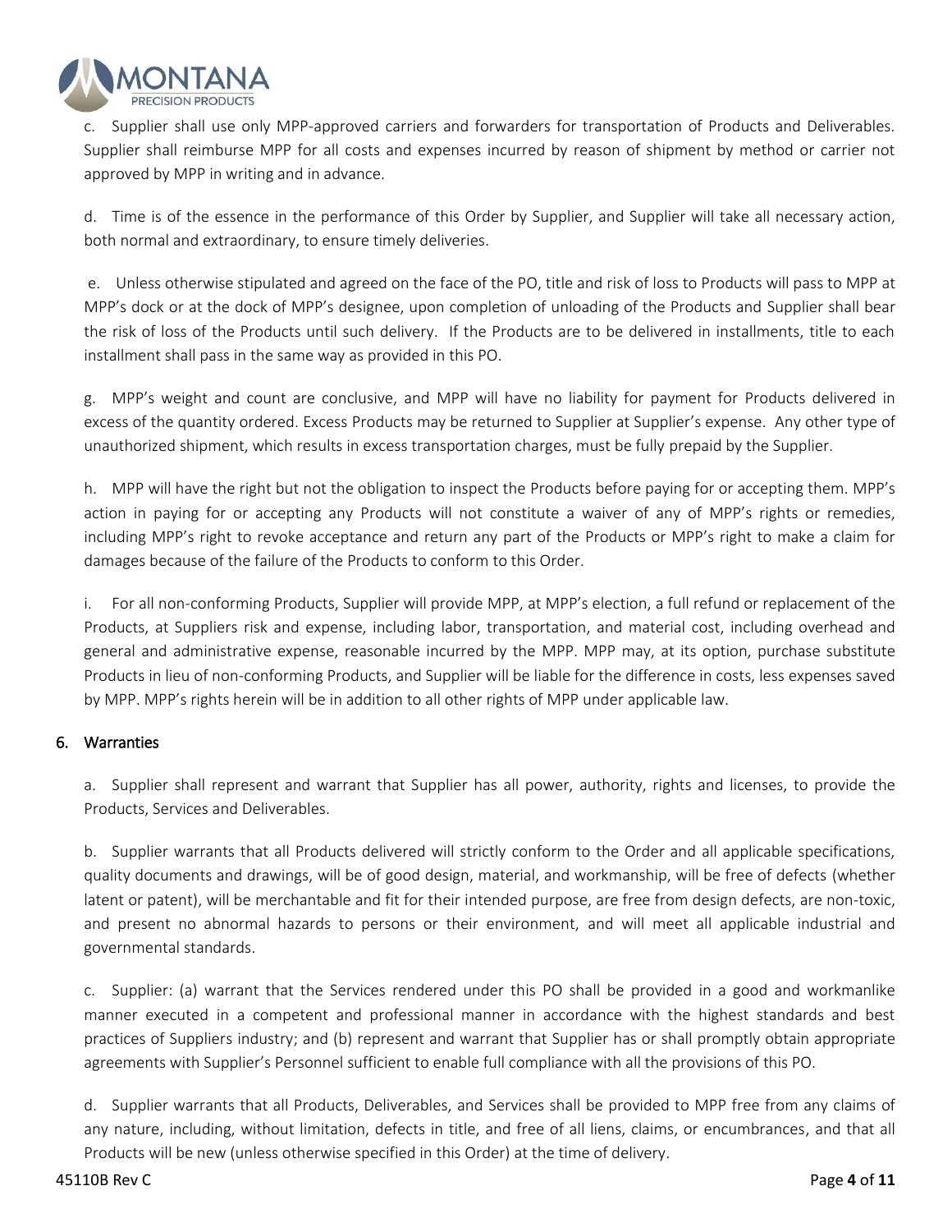c. Supplier shall use only MPP-approved carriers and forwarders for transportation of Products and Deliverables. Supplier shall reimburse MPP for all costs and expenses incurred by reason of shipment by method or carrier not approved by MPP in writing and in advance.

d. Time is of the essence in the performance of this Order by Supplier, and Supplier will take all necessary action, both normal and extraordinary, to ensure timely deliveries.

e. Unless otherwise stipulated and agreed on the face of the PO, title and risk of loss to Products will pass to MPP at MPP's dock or at the dock of MPP's designee, upon completion of unloading of the Products and Supplier shall bear the risk of loss of the Products until such delivery. If the Products are to be delivered in installments, title to each installment shall pass in the same way as provided in this PO.

g. MPP's weight and count are conclusive, and MPP will have no liability for payment for Products delivered in excess of the quantity ordered. Excess Products may be returned to Supplier at Supplier's expense. Any other type of unauthorized shipment, which results in excess transportation charges, must be fully prepaid by the Supplier.

h. MPP will have the right but not the obligation to inspect the Products before paying for or accepting them. MPP's action in paying for or accepting any Products will not constitute a waiver of any of MPP's rights or remedies, including MPP's right to revoke acceptance and return any part of the Products or MPP's right to make a claim for damages because of the failure of the Products to conform to this Order.

i. For all non-conforming Products, Supplier will provide MPP, at MPP's election, a full refund or replacement of the Products, at Suppliers risk and expense, including labor, transportation, and material cost, including overhead and general and administrative expense, reasonable incurred by the MPP. MPP may, at its option, purchase substitute Products in lieu of non-conforming Products, and Supplier will be liable for the difference in costs, less expenses saved by MPP. MPP's rights herein will be in addition to all other rights of MPP under applicable law.

## 6. Warranties

a. Supplier shall represent and warrant that Supplier has all power, authority, rights and licenses, to provide the Products, Services and Deliverables.

b. Supplier warrants that all Products delivered will strictly conform to the Order and all applicable specifications, quality documents and drawings, will be of good design, material, and workmanship, will be free of defects (whether latent or patent), will be merchantable and fit for their intended purpose, are free from design defects, are non-toxic, and present no abnormal hazards to persons or their environment, and will meet all applicable industrial and governmental standards.

c. Supplier: (a) warrant that the Services rendered under this PO shall be provided in a good and workmanlike manner executed in a competent and professional manner in accordance with the highest standards and best practices of Suppliers industry; and (b) represent and warrant that Supplier has or shall promptly obtain appropriate agreements with Supplier's Personnel sufficient to enable full compliance with all the provisions of this PO.

d. Supplier warrants that all Products, Deliverables, and Services shall be provided to MPP free from any claims of any nature, including, without limitation, defects in title, and free of all liens, claims, or encumbrances, and that all Products will be new (unless otherwise specified in this Order) at the time of delivery.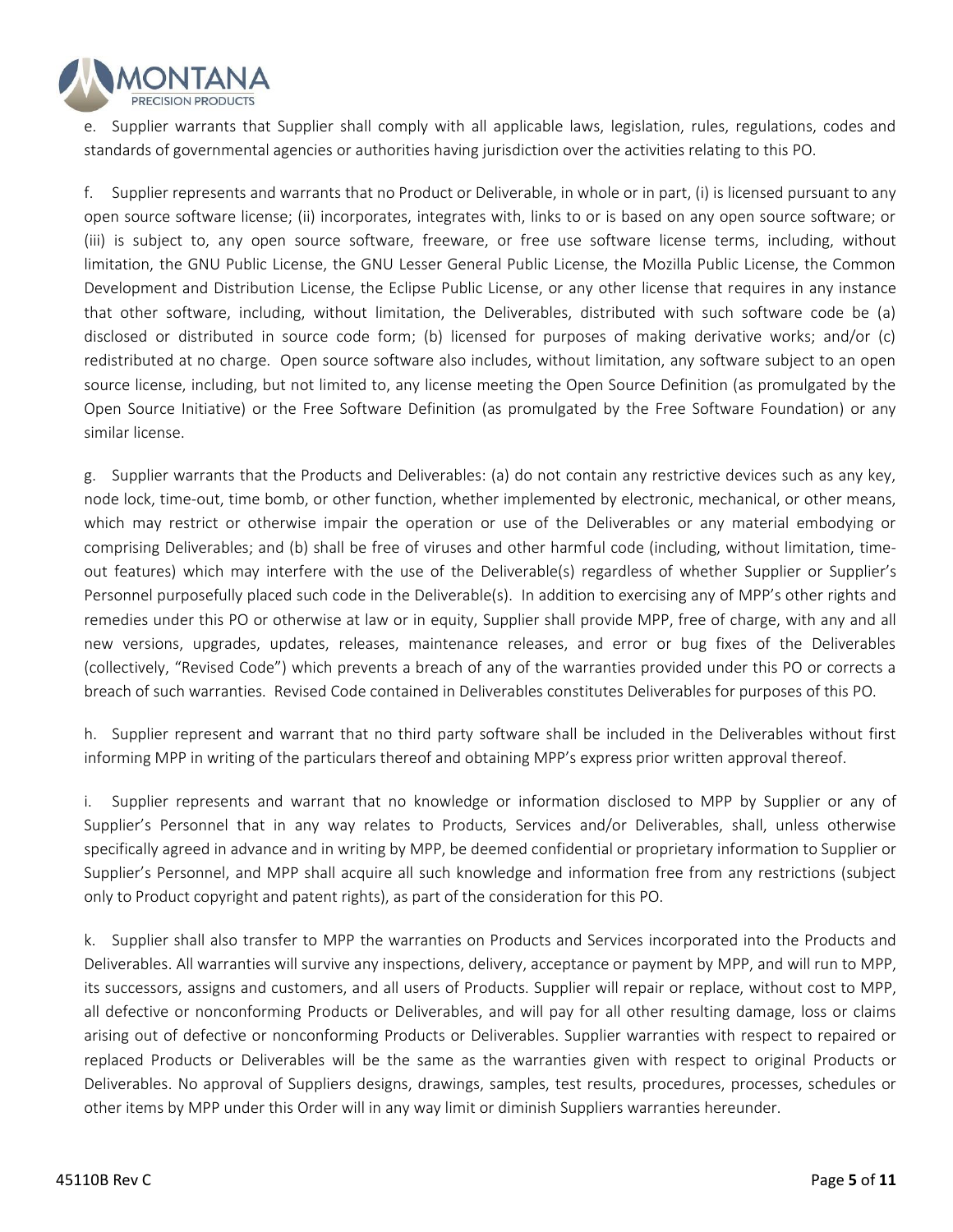e. Supplier warrants that Supplier shall comply with all applicable laws, legislation, rules, regulations, codes and standards of governmental agencies or authorities having jurisdiction over the activities relating to this PO.

f. Supplier represents and warrants that no Product or Deliverable, in whole or in part, (i) is licensed pursuant to any open source software license; (ii) incorporates, integrates with, links to or is based on any open source software; or (iii) is subject to, any open source software, freeware, or free use software license terms, including, without limitation, the GNU Public License, the GNU Lesser General Public License, the Mozilla Public License, the Common Development and Distribution License, the Eclipse Public License, or any other license that requires in any instance that other software, including, without limitation, the Deliverables, distributed with such software code be (a) disclosed or distributed in source code form; (b) licensed for purposes of making derivative works; and/or (c) redistributed at no charge. Open source software also includes, without limitation, any software subject to an open source license, including, but not limited to, any license meeting the Open Source Definition (as promulgated by the Open Source Initiative) or the Free Software Definition (as promulgated by the Free Software Foundation) or any similar license.

g. Supplier warrants that the Products and Deliverables: (a) do not contain any restrictive devices such as any key, node lock, time-out, time bomb, or other function, whether implemented by electronic, mechanical, or other means, which may restrict or otherwise impair the operation or use of the Deliverables or any material embodying or comprising Deliverables; and (b) shall be free of viruses and other harmful code (including, without limitation, time-out features) which may interfere with the use of the Deliverable(s) regardless of whether Supplier or Supplier's Personnel purposefully placed such code in the Deliverable(s). In addition to exercising any of MPP's other rights and remedies under this PO or otherwise at law or in equity, Supplier shall provide MPP, free of charge, with any and all new versions, upgrades, updates, releases, maintenance releases, and error or bug fixes of the Deliverables (collectively, "Revised Code") which prevents a breach of any of the warranties provided under this PO or corrects a breach of such warranties. Revised Code contained in Deliverables constitutes Deliverables for purposes of this PO.

h. Supplier represent and warrant that no third party software shall be included in the Deliverables without first informing MPP in writing of the particulars thereof and obtaining MPP's express prior written approval thereof.

i. Supplier represents and warrant that no knowledge or information disclosed to MPP by Supplier or any of Supplier's Personnel that in any way relates to Products, Services and/or Deliverables, shall, unless otherwise specifically agreed in advance and in writing by MPP, be deemed confidential or proprietary information to Supplier or Supplier's Personnel, and MPP shall acquire all such knowledge and information free from any restrictions (subject only to Product copyright and patent rights), as part of the consideration for this PO.

k. Supplier shall also transfer to MPP the warranties on Products and Services incorporated into the Products and Deliverables. All warranties will survive any inspections, delivery, acceptance or payment by MPP, and will run to MPP, its successors, assigns and customers, and all users of Products. Supplier will repair or replace, without cost to MPP, all defective or nonconforming Products or Deliverables, and will pay for all other resulting damage, loss or claims arising out of defective or nonconforming Products or Deliverables. Supplier warranties with respect to repaired or replaced Products or Deliverables will be the same as the warranties given with respect to original Products or Deliverables. No approval of Suppliers designs, drawings, samples, test results, procedures, processes, schedules or other items by MPP under this Order will in any way limit or diminish Suppliers warranties hereunder.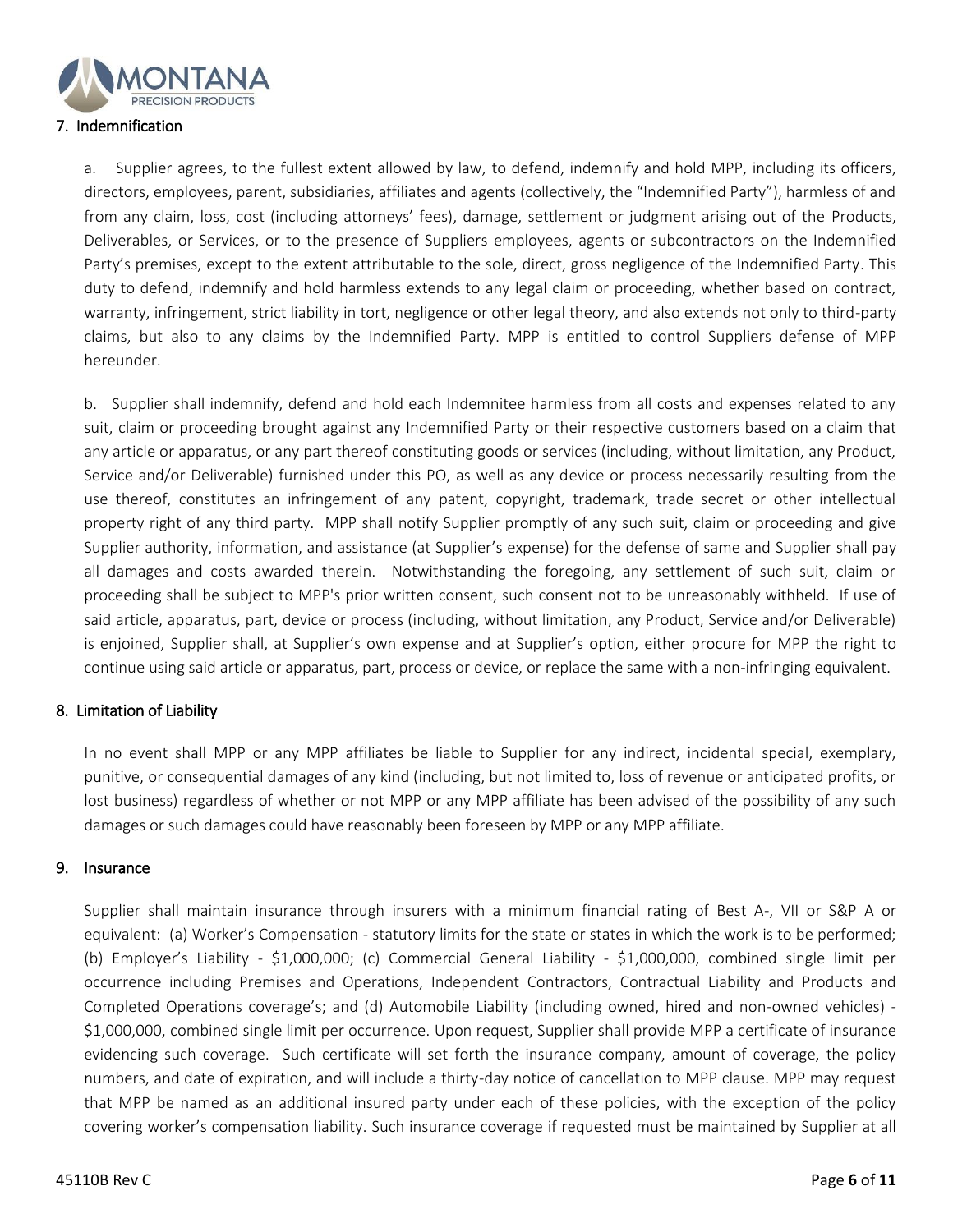## 7. Indemnification

a. Supplier agrees, to the fullest extent allowed by law, to defend, indemnify and hold MPP, including its officers, directors, employees, parent, subsidiaries, affiliates and agents (collectively, the "Indemnified Party"), harmless of and from any claim, loss, cost (including attorneys' fees), damage, settlement or judgment arising out of the Products, Deliverables, or Services, or to the presence of Suppliers employees, agents or subcontractors on the Indemnified Party's premises, except to the extent attributable to the sole, direct, gross negligence of the Indemnified Party. This duty to defend, indemnify and hold harmless extends to any legal claim or proceeding, whether based on contract, warranty, infringement, strict liability in tort, negligence or other legal theory, and also extends not only to third-party claims, but also to any claims by the Indemnified Party. MPP is entitled to control Suppliers defense of MPP hereunder.

b. Supplier shall indemnify, defend and hold each Indemnitee harmless from all costs and expenses related to any suit, claim or proceeding brought against any Indemnified Party or their respective customers based on a claim that any article or apparatus, or any part thereof constituting goods or services (including, without limitation, any Product, Service and/or Deliverable) furnished under this PO, as well as any device or process necessarily resulting from the use thereof, constitutes an infringement of any patent, copyright, trademark, trade secret or other intellectual property right of any third party. MPP shall notify Supplier promptly of any such suit, claim or proceeding and give Supplier authority, information, and assistance (at Supplier's expense) for the defense of same and Supplier shall pay all damages and costs awarded therein. Notwithstanding the foregoing, any settlement of such suit, claim or proceeding shall be subject to MPP's prior written consent, such consent not to be unreasonably withheld. If use of said article, apparatus, part, device or process (including, without limitation, any Product, Service and/or Deliverable) is enjoined, Supplier shall, at Supplier's own expense and at Supplier's option, either procure for MPP the right to continue using said article or apparatus, part, process or device, or replace the same with a non-infringing equivalent.

## 8. Limitation of Liability

In no event shall MPP or any MPP affiliates be liable to Supplier for any indirect, incidental special, exemplary, punitive, or consequential damages of any kind (including, but not limited to, loss of revenue or anticipated profits, or lost business) regardless of whether or not MPP or any MPP affiliate has been advised of the possibility of any such damages or such damages could have reasonably been foreseen by MPP or any MPP affiliate.

## 9. Insurance

Supplier shall maintain insurance through insurers with a minimum financial rating of Best A-, VII or S&P A or equivalent: (a) Worker's Compensation - statutory limits for the state or states in which the work is to be performed; (b) Employer's Liability - $1,000,000; (c) Commercial General Liability - $1,000,000, combined single limit per occurrence including Premises and Operations, Independent Contractors, Contractual Liability and Products and Completed Operations coverage's; and (d) Automobile Liability (including owned, hired and non-owned vehicles) - $1,000,000, combined single limit per occurrence. Upon request, Supplier shall provide MPP a certificate of insurance evidencing such coverage. Such certificate will set forth the insurance company, amount of coverage, the policy numbers, and date of expiration, and will include a thirty-day notice of cancellation to MPP clause. MPP may request that MPP be named as an additional insured party under each of these policies, with the exception of the policy covering worker's compensation liability. Such insurance coverage if requested must be maintained by Supplier at all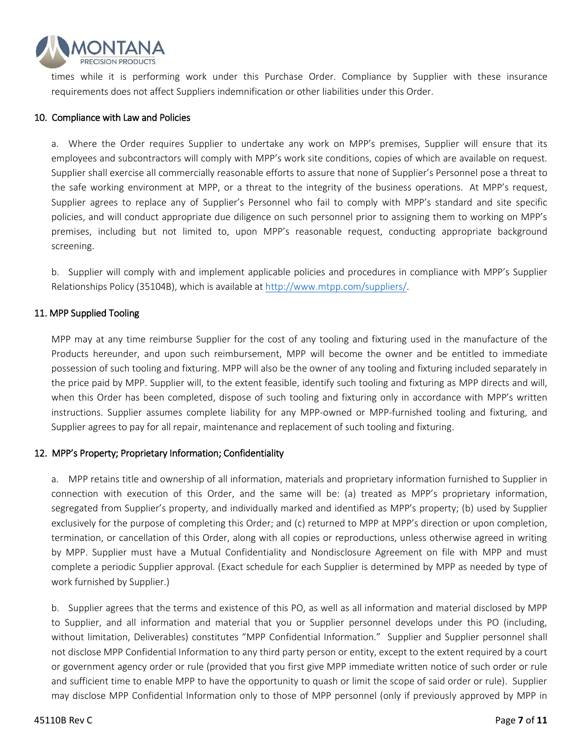times while it is performing work under this Purchase Order. Compliance by Supplier with these insurance requirements does not affect Suppliers indemnification or other liabilities under this Order.

## 10. Compliance with Law and Policies

a. Where the Order requires Supplier to undertake any work on MPP's premises, Supplier will ensure that its employees and subcontractors will comply with MPP's work site conditions, copies of which are available on request. Supplier shall exercise all commercially reasonable efforts to assure that none of Supplier's Personnel pose a threat to the safe working environment at MPP, or a threat to the integrity of the business operations. At MPP's request, Supplier agrees to replace any of Supplier's Personnel who fail to comply with MPP's standard and site specific policies, and will conduct appropriate due diligence on such personnel prior to assigning them to working on MPP's premises, including but not limited to, upon MPP's reasonable request, conducting appropriate background screening.

b. Supplier will comply with and implement applicable policies and procedures in compliance with MPP's Supplier Relationships Policy (35104B), which is available at http://www.mtpp.com/suppliers/.

## 11. MPP Supplied Tooling

MPP may at any time reimburse Supplier for the cost of any tooling and fixturing used in the manufacture of the Products hereunder, and upon such reimbursement, MPP will become the owner and be entitled to immediate possession of such tooling and fixturing. MPP will also be the owner of any tooling and fixturing included separately in the price paid by MPP. Supplier will, to the extent feasible, identify such tooling and fixturing as MPP directs and will, when this Order has been completed, dispose of such tooling and fixturing only in accordance with MPP's written instructions. Supplier assumes complete liability for any MPP-owned or MPP-furnished tooling and fixturing, and Supplier agrees to pay for all repair, maintenance and replacement of such tooling and fixturing.

## 12. MPP's Property; Proprietary Information; Confidentiality

a. MPP retains title and ownership of all information, materials and proprietary information furnished to Supplier in connection with execution of this Order, and the same will be: (a) treated as MPP's proprietary information, segregated from Supplier's property, and individually marked and identified as MPP's property; (b) used by Supplier exclusively for the purpose of completing this Order; and (c) returned to MPP at MPP's direction or upon completion, termination, or cancellation of this Order, along with all copies or reproductions, unless otherwise agreed in writing by MPP. Supplier must have a Mutual Confidentiality and Nondisclosure Agreement on file with MPP and must complete a periodic Supplier approval. (Exact schedule for each Supplier is determined by MPP as needed by type of work furnished by Supplier.)

b. Supplier agrees that the terms and existence of this PO, as well as all information and material disclosed by MPP to Supplier, and all information and material that you or Supplier personnel develops under this PO (including, without limitation, Deliverables) constitutes "MPP Confidential Information." Supplier and Supplier personnel shall not disclose MPP Confidential Information to any third party person or entity, except to the extent required by a court or government agency order or rule (provided that you first give MPP immediate written notice of such order or rule and sufficient time to enable MPP to have the opportunity to quash or limit the scope of said order or rule). Supplier may disclose MPP Confidential Information only to those of MPP personnel (only if previously approved by MPP in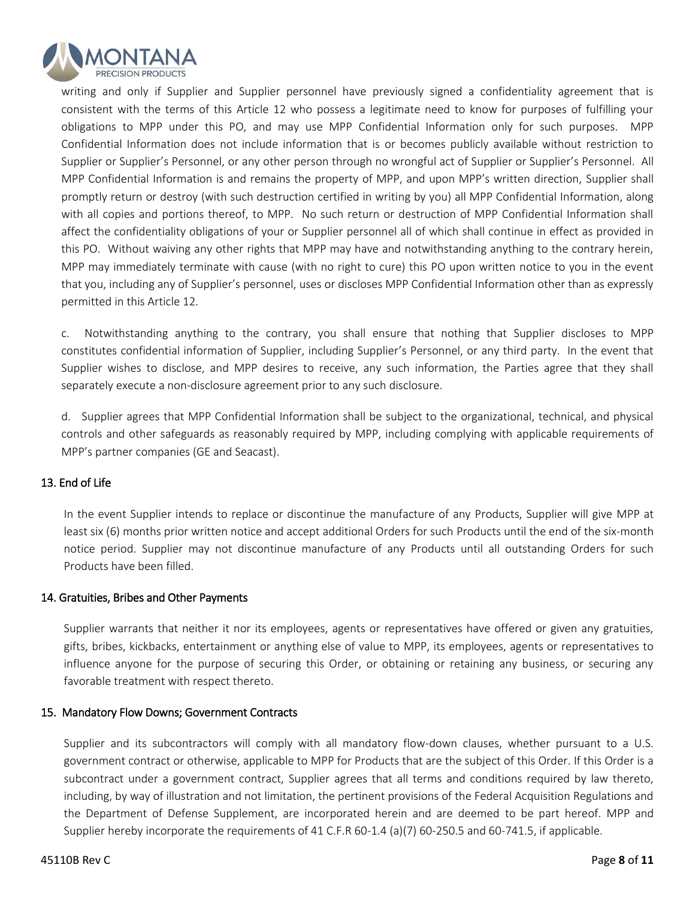writing and only if Supplier and Supplier personnel have previously signed a confidentiality agreement that is consistent with the terms of this Article 12 who possess a legitimate need to know for purposes of fulfilling your obligations to MPP under this PO, and may use MPP Confidential Information only for such purposes. MPP Confidential Information does not include information that is or becomes publicly available without restriction to Supplier or Supplier's Personnel, or any other person through no wrongful act of Supplier or Supplier's Personnel. All MPP Confidential Information is and remains the property of MPP, and upon MPP's written direction, Supplier shall promptly return or destroy (with such destruction certified in writing by you) all MPP Confidential Information, along with all copies and portions thereof, to MPP. No such return or destruction of MPP Confidential Information shall affect the confidentiality obligations of your or Supplier personnel all of which shall continue in effect as provided in this PO. Without waiving any other rights that MPP may have and notwithstanding anything to the contrary herein, MPP may immediately terminate with cause (with no right to cure) this PO upon written notice to you in the event that you, including any of Supplier's personnel, uses or discloses MPP Confidential Information other than as expressly permitted in this Article 12.

c. Notwithstanding anything to the contrary, you shall ensure that nothing that Supplier discloses to MPP constitutes confidential information of Supplier, including Supplier's Personnel, or any third party. In the event that Supplier wishes to disclose, and MPP desires to receive, any such information, the Parties agree that they shall separately execute a non-disclosure agreement prior to any such disclosure.

d. Supplier agrees that MPP Confidential Information shall be subject to the organizational, technical, and physical controls and other safeguards as reasonably required by MPP, including complying with applicable requirements of MPP's partner companies (GE and Seacast).

## 13. End of Life

In the event Supplier intends to replace or discontinue the manufacture of any Products, Supplier will give MPP at least six (6) months prior written notice and accept additional Orders for such Products until the end of the six-month notice period. Supplier may not discontinue manufacture of any Products until all outstanding Orders for such Products have been filled.

## 14. Gratuities, Bribes and Other Payments

Supplier warrants that neither it nor its employees, agents or representatives have offered or given any gratuities, gifts, bribes, kickbacks, entertainment or anything else of value to MPP, its employees, agents or representatives to influence anyone for the purpose of securing this Order, or obtaining or retaining any business, or securing any favorable treatment with respect thereto.

## 15. Mandatory Flow Downs; Government Contracts

Supplier and its subcontractors will comply with all mandatory flow-down clauses, whether pursuant to a U.S. government contract or otherwise, applicable to MPP for Products that are the subject of this Order. If this Order is a subcontract under a government contract, Supplier agrees that all terms and conditions required by law thereto, including, by way of illustration and not limitation, the pertinent provisions of the Federal Acquisition Regulations and the Department of Defense Supplement, are incorporated herein and are deemed to be part hereof. MPP and Supplier hereby incorporate the requirements of 41 C.F.R 60-1.4 (a)(7) 60-250.5 and 60-741.5, if applicable.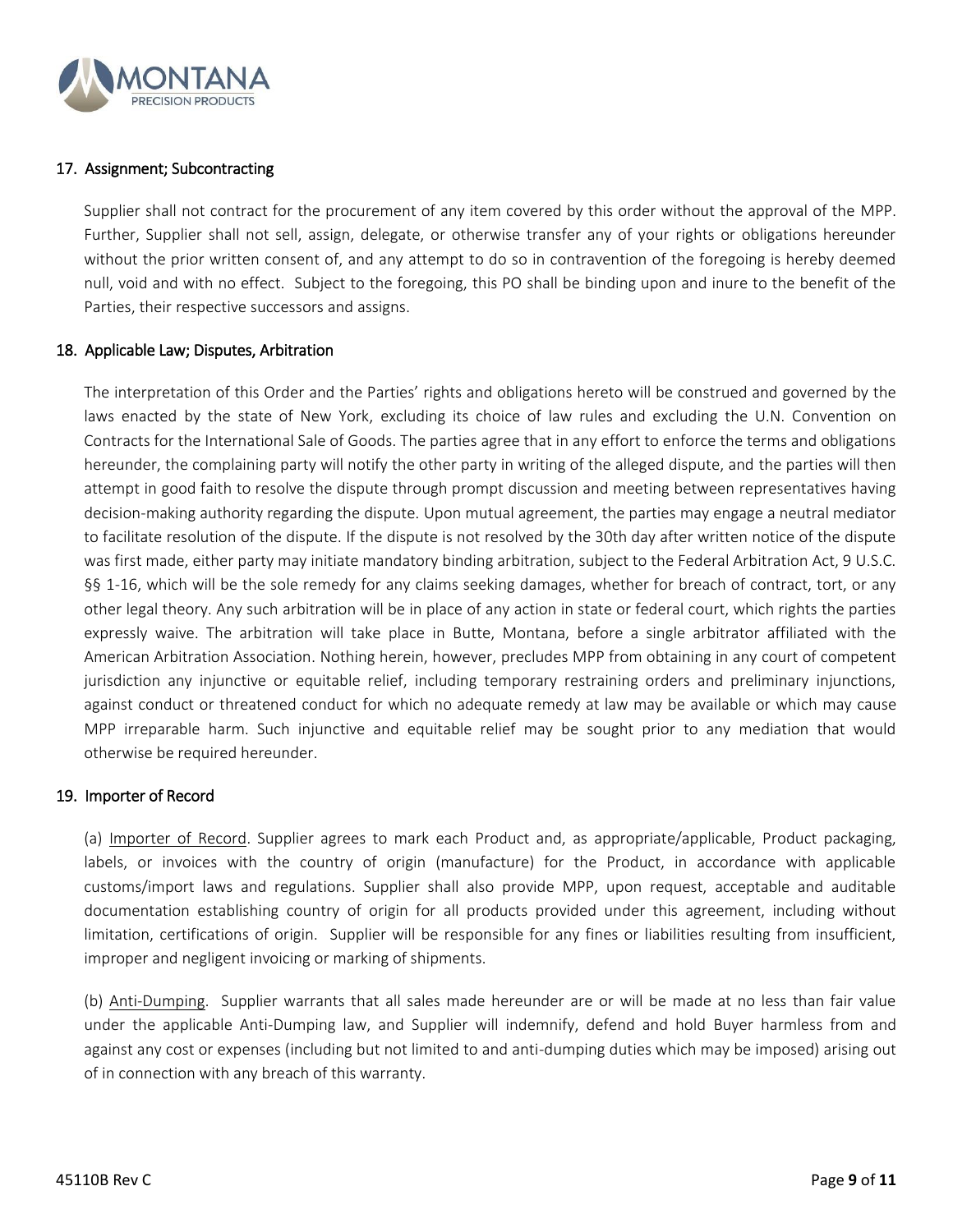## 17. Assignment; Subcontracting

Supplier shall not contract for the procurement of any item covered by this order without the approval of the MPP. Further, Supplier shall not sell, assign, delegate, or otherwise transfer any of your rights or obligations hereunder without the prior written consent of, and any attempt to do so in contravention of the foregoing is hereby deemed null, void and with no effect. Subject to the foregoing, this PO shall be binding upon and inure to the benefit of the Parties, their respective successors and assigns.

## 18. Applicable Law; Disputes, Arbitration

The interpretation of this Order and the Parties' rights and obligations hereto will be construed and governed by the laws enacted by the state of New York, excluding its choice of law rules and excluding the U.N. Convention on Contracts for the International Sale of Goods. The parties agree that in any effort to enforce the terms and obligations hereunder, the complaining party will notify the other party in writing of the alleged dispute, and the parties will then attempt in good faith to resolve the dispute through prompt discussion and meeting between representatives having decision-making authority regarding the dispute. Upon mutual agreement, the parties may engage a neutral mediator to facilitate resolution of the dispute. If the dispute is not resolved by the 30th day after written notice of the dispute was first made, either party may initiate mandatory binding arbitration, subject to the Federal Arbitration Act, 9 U.S.C. §§ 1-16, which will be the sole remedy for any claims seeking damages, whether for breach of contract, tort, or any other legal theory. Any such arbitration will be in place of any action in state or federal court, which rights the parties expressly waive. The arbitration will take place in Butte, Montana, before a single arbitrator affiliated with the American Arbitration Association. Nothing herein, however, precludes MPP from obtaining in any court of competent jurisdiction any injunctive or equitable relief, including temporary restraining orders and preliminary injunctions, against conduct or threatened conduct for which no adequate remedy at law may be available or which may cause MPP irreparable harm. Such injunctive and equitable relief may be sought prior to any mediation that would otherwise be required hereunder.

## 19. Importer of Record

(a) Importer of Record. Supplier agrees to mark each Product and, as appropriate/applicable, Product packaging, labels, or invoices with the country of origin (manufacture) for the Product, in accordance with applicable customs/import laws and regulations. Supplier shall also provide MPP, upon request, acceptable and auditable documentation establishing country of origin for all products provided under this agreement, including without limitation, certifications of origin. Supplier will be responsible for any fines or liabilities resulting from insufficient, improper and negligent invoicing or marking of shipments.

(b) Anti-Dumping. Supplier warrants that all sales made hereunder are or will be made at no less than fair value under the applicable Anti-Dumping law, and Supplier will indemnify, defend and hold Buyer harmless from and against any cost or expenses (including but not limited to and anti-dumping duties which may be imposed) arising out of in connection with any breach of this warranty.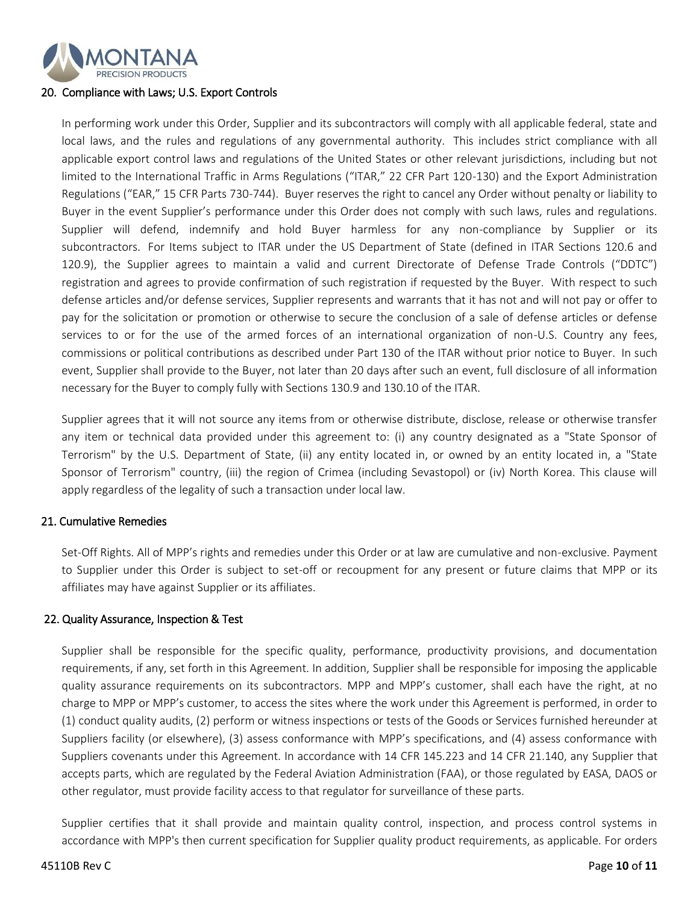## 20. Compliance with Laws; U.S. Export Controls

In performing work under this Order, Supplier and its subcontractors will comply with all applicable federal, state and local laws, and the rules and regulations of any governmental authority. This includes strict compliance with all applicable export control laws and regulations of the United States or other relevant jurisdictions, including but not limited to the International Traffic in Arms Regulations ("ITAR," 22 CFR Part 120-130) and the Export Administration Regulations ("EAR," 15 CFR Parts 730-744). Buyer reserves the right to cancel any Order without penalty or liability to Buyer in the event Supplier's performance under this Order does not comply with such laws, rules and regulations. Supplier will defend, indemnify and hold Buyer harmless for any non-compliance by Supplier or its subcontractors. For Items subject to ITAR under the US Department of State (defined in ITAR Sections 120.6 and 120.9), the Supplier agrees to maintain a valid and current Directorate of Defense Trade Controls ("DDTC") registration and agrees to provide confirmation of such registration if requested by the Buyer. With respect to such defense articles and/or defense services, Supplier represents and warrants that it has not and will not pay or offer to pay for the solicitation or promotion or otherwise to secure the conclusion of a sale of defense articles or defense services to or for the use of the armed forces of an international organization of non-U.S. Country any fees, commissions or political contributions as described under Part 130 of the ITAR without prior notice to Buyer. In such event, Supplier shall provide to the Buyer, not later than 20 days after such an event, full disclosure of all information necessary for the Buyer to comply fully with Sections 130.9 and 130.10 of the ITAR.

Supplier agrees that it will not source any items from or otherwise distribute, disclose, release or otherwise transfer any item or technical data provided under this agreement to: (i) any country designated as a "State Sponsor of Terrorism" by the U.S. Department of State, (ii) any entity located in, or owned by an entity located in, a "State Sponsor of Terrorism" country, (iii) the region of Crimea (including Sevastopol) or (iv) North Korea. This clause will apply regardless of the legality of such a transaction under local law.

## 21. Cumulative Remedies

Set-Off Rights. All of MPP's rights and remedies under this Order or at law are cumulative and non-exclusive. Payment to Supplier under this Order is subject to set-off or recoupment for any present or future claims that MPP or its affiliates may have against Supplier or its affiliates.

## 22. Quality Assurance, Inspection & Test

Supplier shall be responsible for the specific quality, performance, productivity provisions, and documentation requirements, if any, set forth in this Agreement. In addition, Supplier shall be responsible for imposing the applicable quality assurance requirements on its subcontractors. MPP and MPP's customer, shall each have the right, at no charge to MPP or MPP's customer, to access the sites where the work under this Agreement is performed, in order to (1) conduct quality audits, (2) perform or witness inspections or tests of the Goods or Services furnished hereunder at Suppliers facility (or elsewhere), (3) assess conformance with MPP's specifications, and (4) assess conformance with Suppliers covenants under this Agreement. In accordance with 14 CFR 145.223 and 14 CFR 21.140, any Supplier that accepts parts, which are regulated by the Federal Aviation Administration (FAA), or those regulated by EASA, DAOS or other regulator, must provide facility access to that regulator for surveillance of these parts.

Supplier certifies that it shall provide and maintain quality control, inspection, and process control systems in accordance with MPP's then current specification for Supplier quality product requirements, as applicable. For orders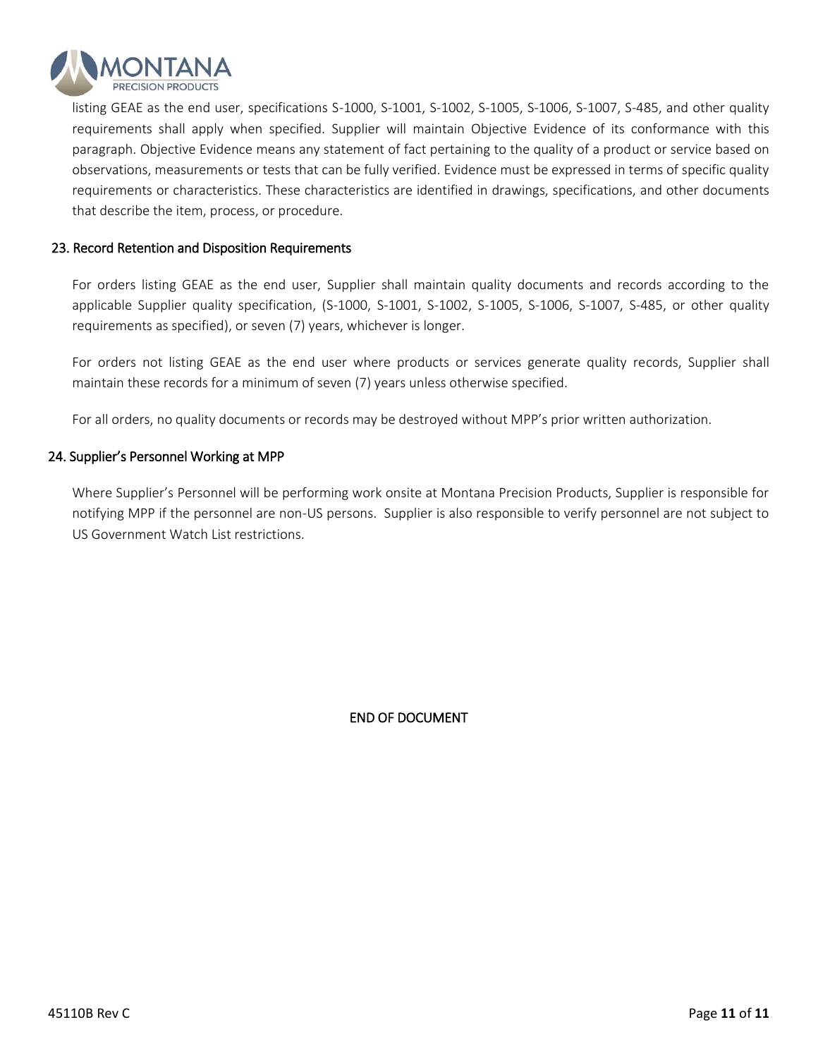listing GEAE as the end user, specifications S-1000, S-1001, S-1002, S-1005, S-1006, S-1007, S-485, and other quality requirements shall apply when specified. Supplier will maintain Objective Evidence of its conformance with this paragraph. Objective Evidence means any statement of fact pertaining to the quality of a product or service based on observations, measurements or tests that can be fully verified. Evidence must be expressed in terms of specific quality requirements or characteristics. These characteristics are identified in drawings, specifications, and other documents that describe the item, process, or procedure.

## 23. Record Retention and Disposition Requirements

For orders listing GEAE as the end user, Supplier shall maintain quality documents and records according to the applicable Supplier quality specification, (S-1000, S-1001, S-1002, S-1005, S-1006, S-1007, S-485, or other quality requirements as specified), or seven (7) years, whichever is longer.

For orders not listing GEAE as the end user where products or services generate quality records, Supplier shall maintain these records for a minimum of seven (7) years unless otherwise specified.

For all orders, no quality documents or records may be destroyed without MPP's prior written authorization.

## 24. Supplier's Personnel Working at MPP

Where Supplier's Personnel will be performing work onsite at Montana Precision Products, Supplier is responsible for notifying MPP if the personnel are non-US persons. Supplier is also responsible to verify personnel are not subject to US Government Watch List restrictions.

END OF DOCUMENT